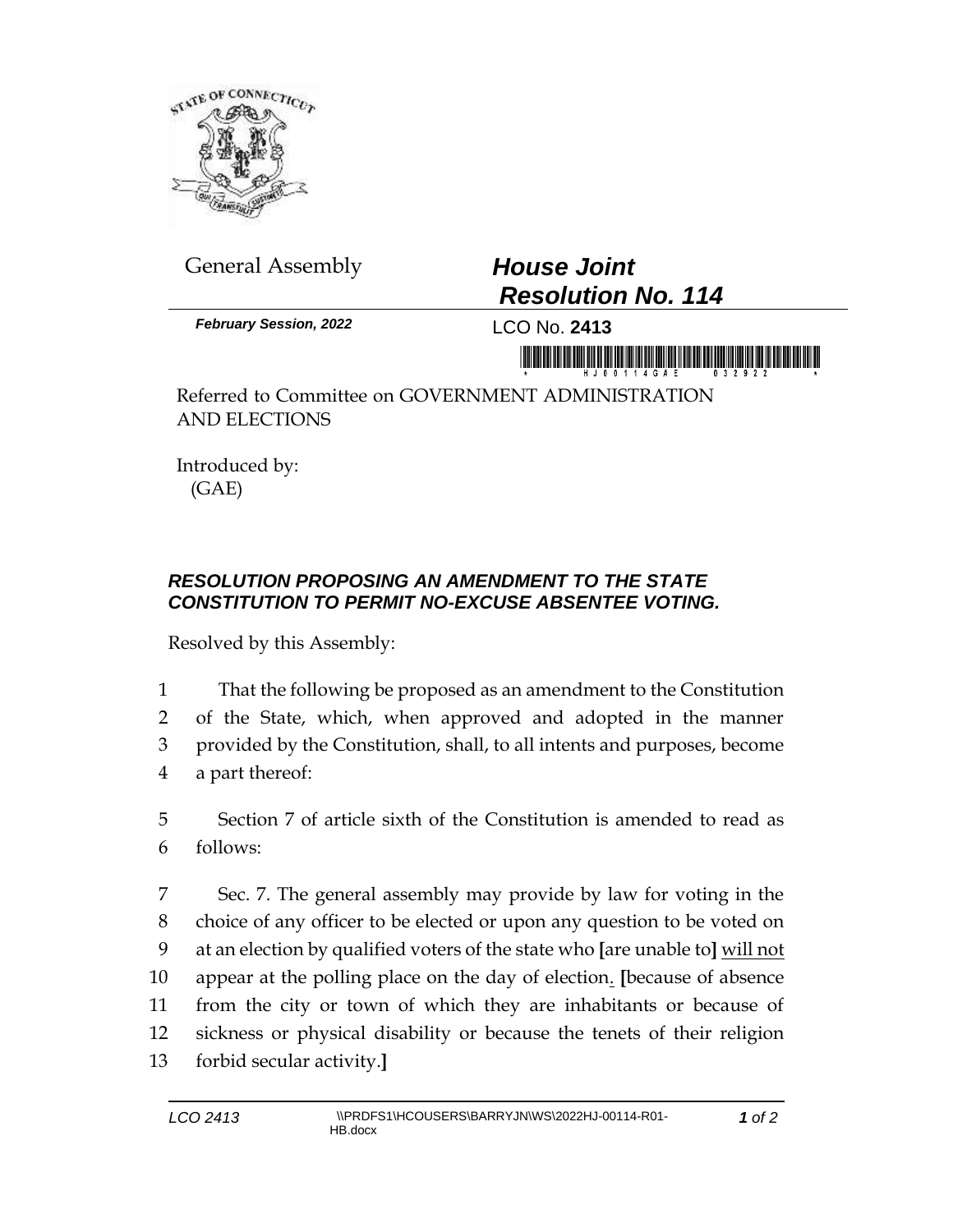General Assembly

# *House Joint Resolution No. 114*

***February Session, 2022***

LCO No. **2413**

Referred to Committee on GOVERNMENT ADMINISTRATION AND ELECTIONS

Introduced by:
(GAE)

## *RESOLUTION PROPOSING AN AMENDMENT TO THE STATE CONSTITUTION TO PERMIT NO-EXCUSE ABSENTEE VOTING.*

Resolved by this Assembly:

1 That the following be proposed as an amendment to the Constitution
2 of the State, which, when approved and adopted in the manner
3 provided by the Constitution, shall, to all intents and purposes, become
4 a part thereof:

5 Section 7 of article sixth of the Constitution is amended to read as
6 follows:

7 Sec. 7. The general assembly may provide by law for voting in the
8 choice of any officer to be elected or upon any question to be voted on
9 at an election by qualified voters of the state who **[**are unable to**]** <u>will not</u>
10 appear at the polling place on the day of election<u>.</u> **[**because of absence
11 from the city or town of which they are inhabitants or because of
12 sickness or physical disability or because the tenets of their religion
13 forbid secular activity.**]**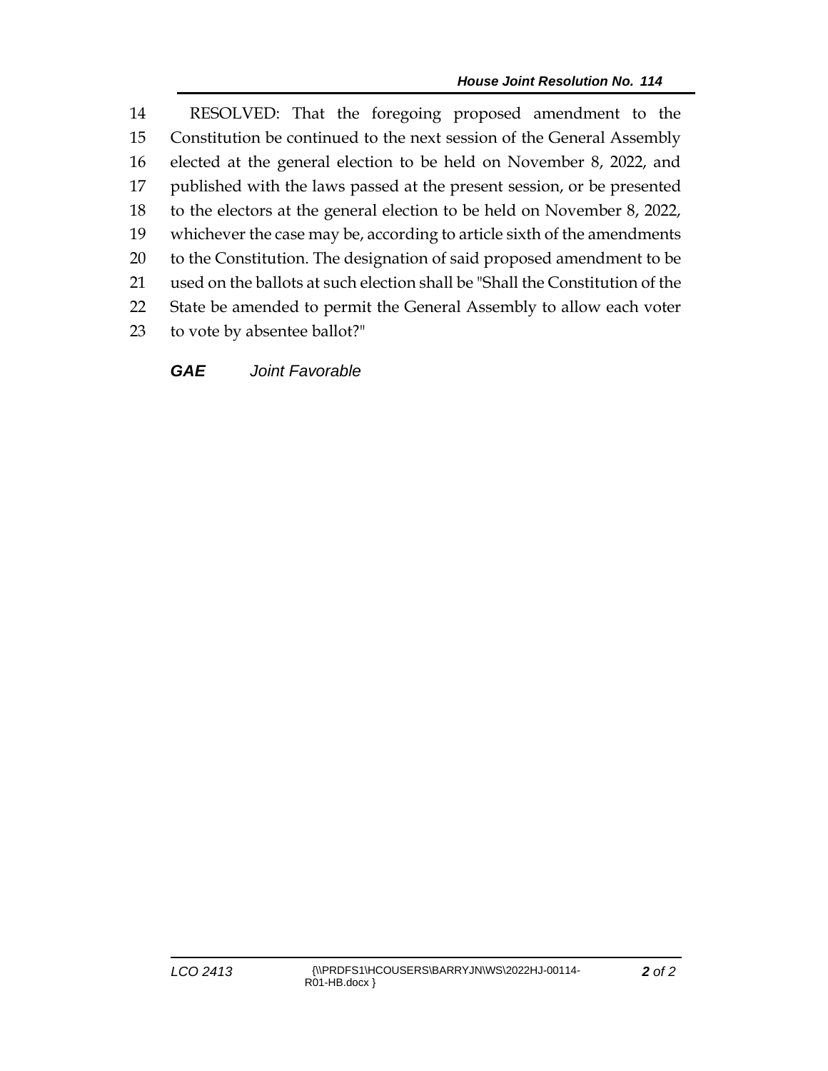RESOLVED: That the foregoing proposed amendment to the Constitution be continued to the next session of the General Assembly elected at the general election to be held on November 8, 2022, and published with the laws passed at the present session, or be presented to the electors at the general election to be held on November 8, 2022, whichever the case may be, according to article sixth of the amendments to the Constitution. The designation of said proposed amendment to be used on the ballots at such election shall be "Shall the Constitution of the State be amended to permit the General Assembly to allow each voter to vote by absentee ballot?"

***GAE*** *Joint Favorable*